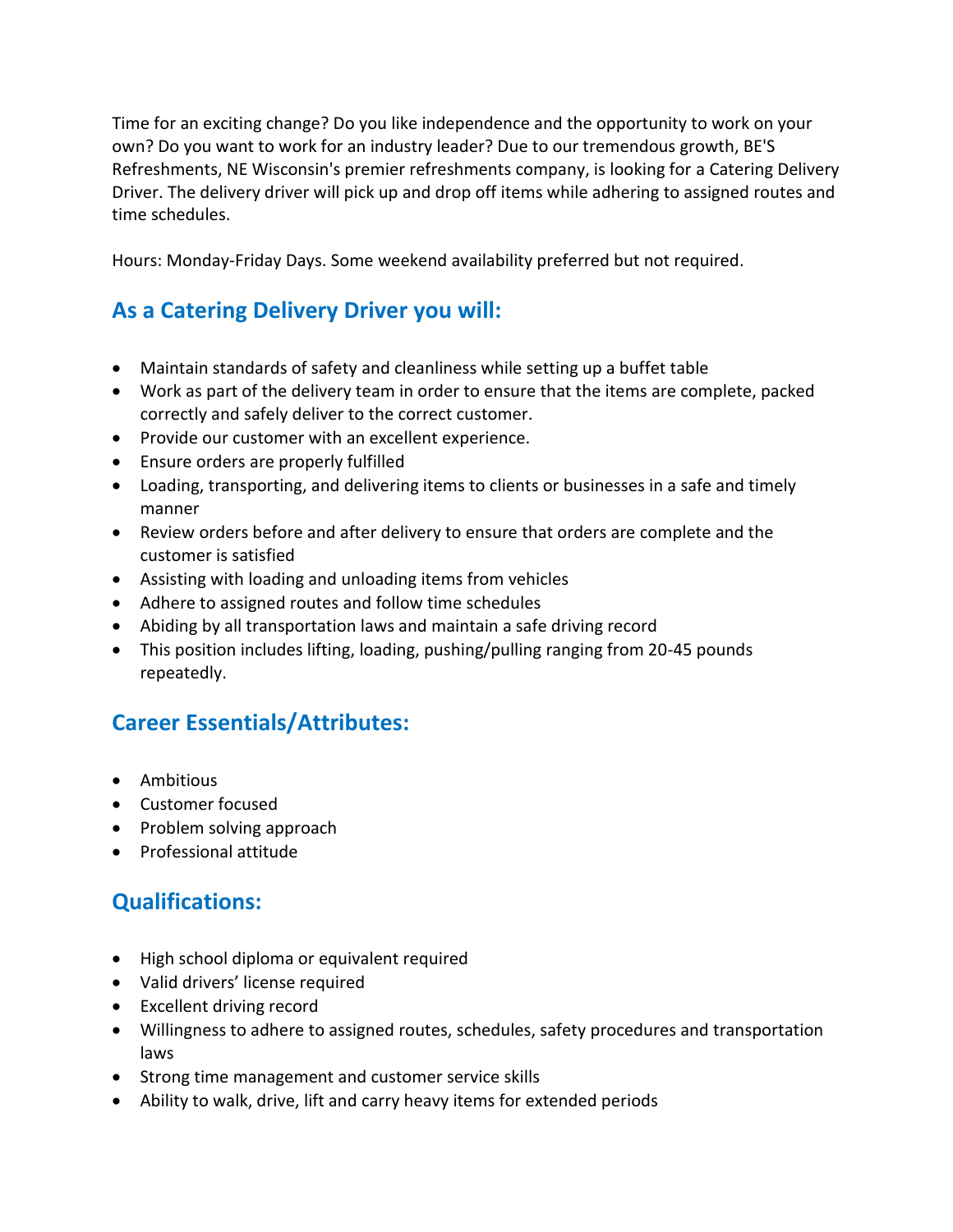Time for an exciting change? Do you like independence and the opportunity to work on your own? Do you want to work for an industry leader? Due to our tremendous growth, BE'S Refreshments, NE Wisconsin's premier refreshments company, is looking for a Catering Delivery Driver. The delivery driver will pick up and drop off items while adhering to assigned routes and time schedules.

Hours: Monday-Friday Days. Some weekend availability preferred but not required.

## As a Catering Delivery Driver you will:

- Maintain standards of safety and cleanliness while setting up a buffet table
- Work as part of the delivery team in order to ensure that the items are complete, packed correctly and safely deliver to the correct customer.
- Provide our customer with an excellent experience.
- Ensure orders are properly fulfilled
- Loading, transporting, and delivering items to clients or businesses in a safe and timely manner
- Review orders before and after delivery to ensure that orders are complete and the customer is satisfied
- Assisting with loading and unloading items from vehicles
- Adhere to assigned routes and follow time schedules
- Abiding by all transportation laws and maintain a safe driving record
- This position includes lifting, loading, pushing/pulling ranging from 20-45 pounds repeatedly.

## Career Essentials/Attributes:

- Ambitious
- Customer focused
- Problem solving approach
- Professional attitude

## Qualifications:

- High school diploma or equivalent required
- Valid drivers' license required
- Excellent driving record
- Willingness to adhere to assigned routes, schedules, safety procedures and transportation laws
- Strong time management and customer service skills
- Ability to walk, drive, lift and carry heavy items for extended periods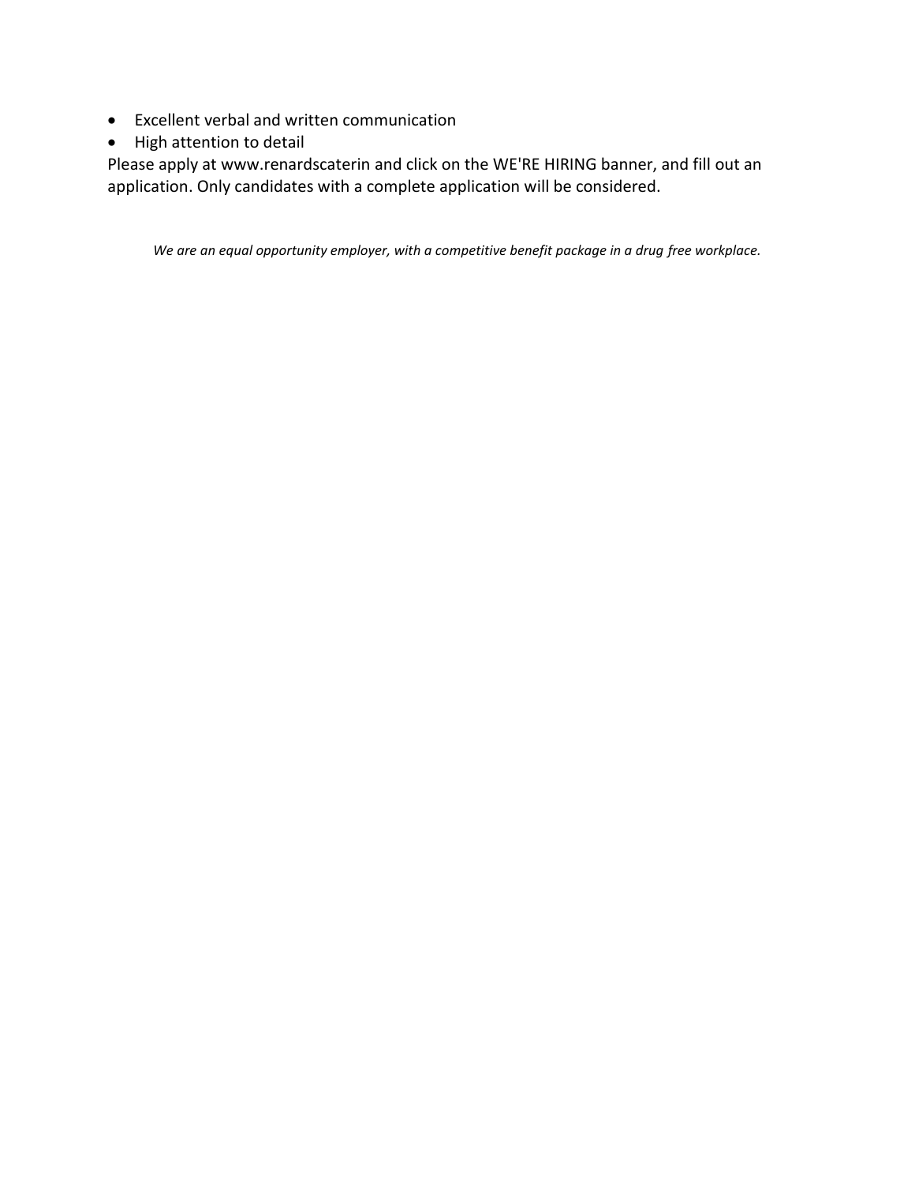- Excellent verbal and written communication
- High attention to detail

Please apply at www.renardscaterin and click on the WE'RE HIRING banner, and fill out an application. Only candidates with a complete application will be considered.

*We are an equal opportunity employer, with a competitive benefit package in a drug free workplace.*